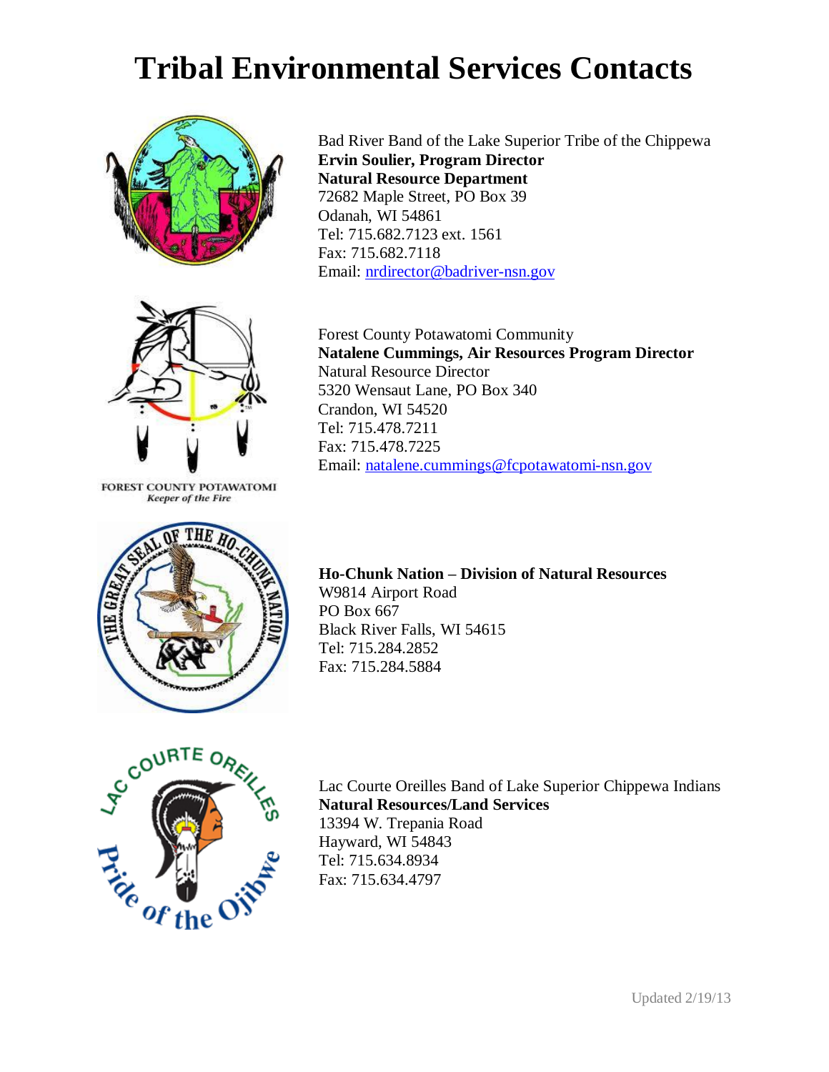# Tribal Environmental Services Contacts

FOREST COUNTY POTAWATOMI
*Keeper of the Fire*

Bad River Band of the Lake Superior Tribe of the Chippewa
**Ervin Soulier, Program Director**
**Natural Resource Department**
72682 Maple Street, PO Box 39
Odanah, WI 54861
Tel: 715.682.7123 ext. 1561
Fax: 715.682.7118
Email: nrdirector@badriver-nsn.gov

Forest County Potawatomi Community
**Natalene Cummings, Air Resources Program Director**
Natural Resource Director
5320 Wensaut Lane, PO Box 340
Crandon, WI 54520
Tel: 715.478.7211
Fax: 715.478.7225
Email: natalene.cummings@fcpotawatomi-nsn.gov

**Ho-Chunk Nation – Division of Natural Resources**
W9814 Airport Road
PO Box 667
Black River Falls, WI 54615
Tel: 715.284.2852
Fax: 715.284.5884

Lac Courte Oreilles Band of Lake Superior Chippewa Indians
**Natural Resources/Land Services**
13394 W. Trepania Road
Hayward, WI 54843
Tel: 715.634.8934
Fax: 715.634.4797

Updated 2/19/13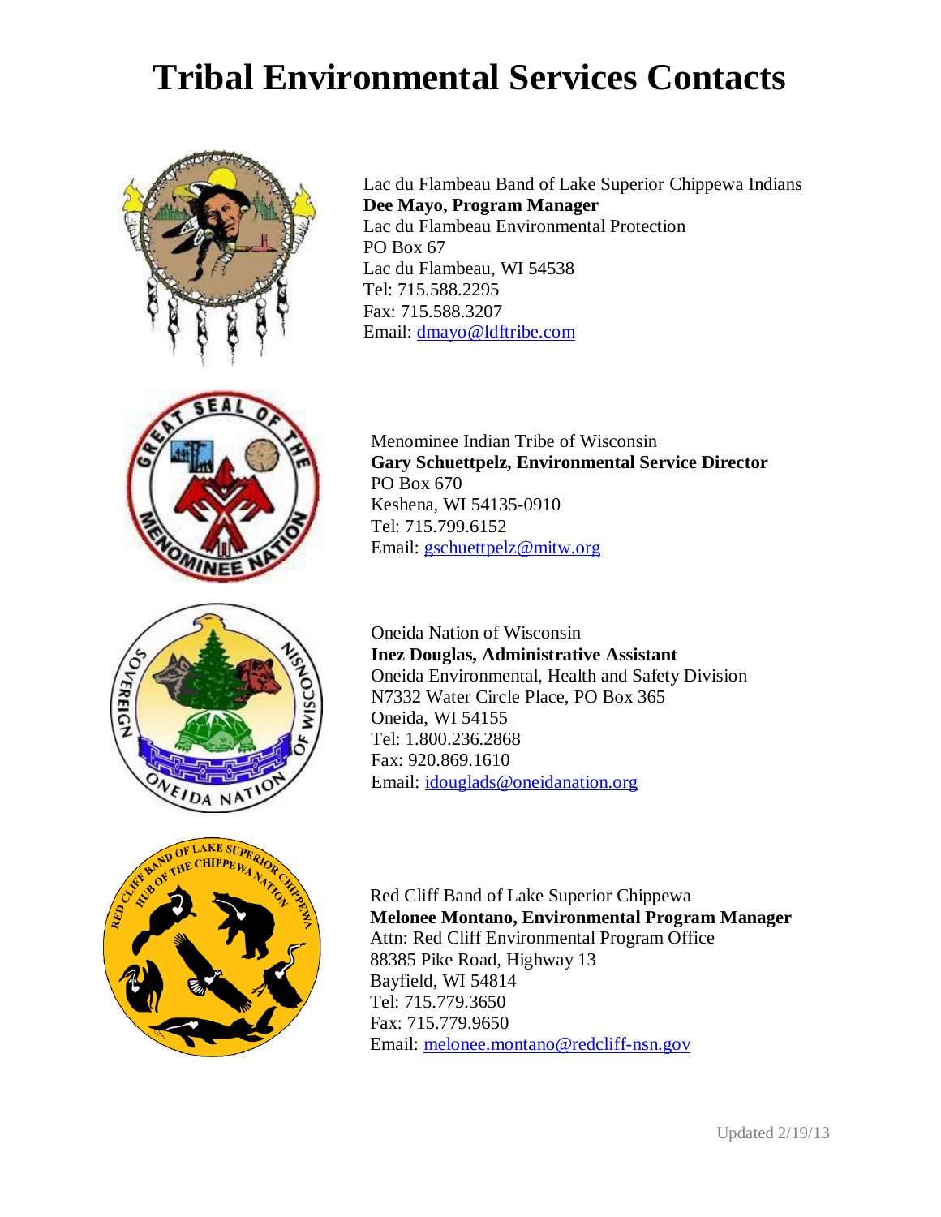# Tribal Environmental Services Contacts

Lac du Flambeau Band of Lake Superior Chippewa Indians
**Dee Mayo, Program Manager**
Lac du Flambeau Environmental Protection
PO Box 67
Lac du Flambeau, WI 54538
Tel: 715.588.2295
Fax: 715.588.3207
Email: dmayo@ldftribe.com

Menominee Indian Tribe of Wisconsin
**Gary Schuettpelz, Environmental Service Director**
PO Box 670
Keshena, WI 54135-0910
Tel: 715.799.6152
Email: gschuettpelz@mitw.org

Oneida Nation of Wisconsin
**Inez Douglas, Administrative Assistant**
Oneida Environmental, Health and Safety Division
N7332 Water Circle Place, PO Box 365
Oneida, WI 54155
Tel: 1.800.236.2868
Fax: 920.869.1610
Email: idouglads@oneidanation.org

Red Cliff Band of Lake Superior Chippewa
**Melonee Montano, Environmental Program Manager**
Attn: Red Cliff Environmental Program Office
88385 Pike Road, Highway 13
Bayfield, WI 54814
Tel: 715.779.3650
Fax: 715.779.9650
Email: melonee.montano@redcliff-nsn.gov

Updated 2/19/13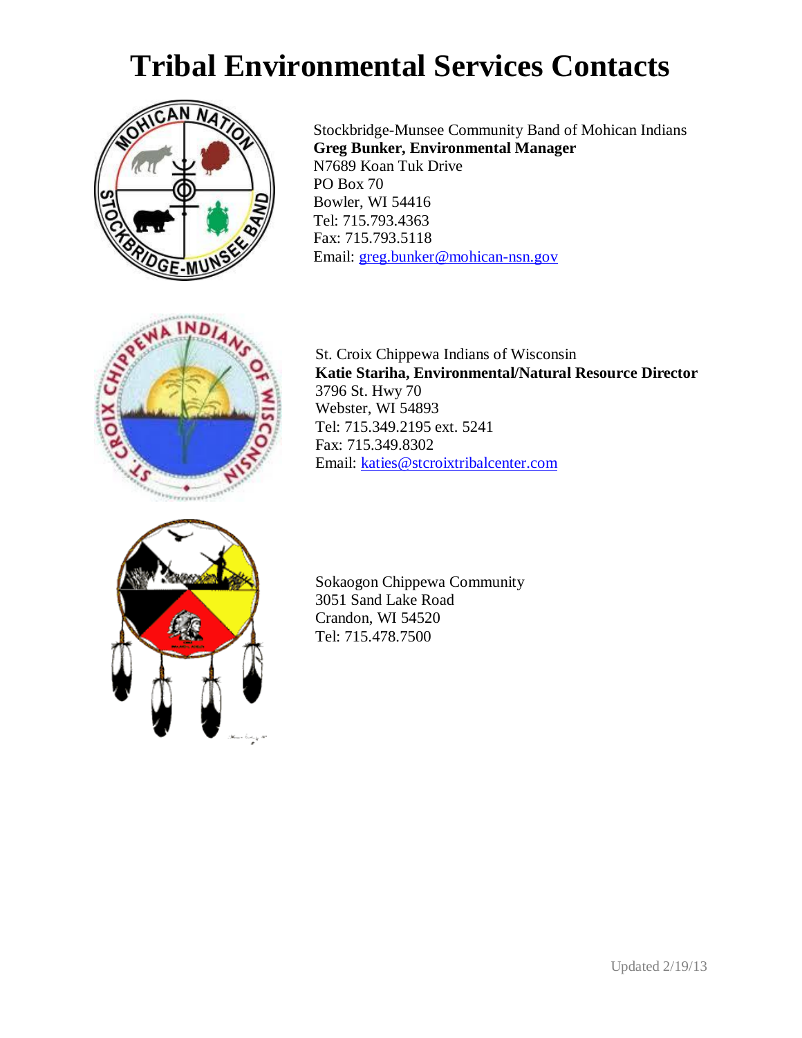# Tribal Environmental Services Contacts

Stockbridge-Munsee Community Band of Mohican Indians
**Greg Bunker, Environmental Manager**
N7689 Koan Tuk Drive
PO Box 70
Bowler, WI 54416
Tel: 715.793.4363
Fax: 715.793.5118
Email: greg.bunker@mohican-nsn.gov

St. Croix Chippewa Indians of Wisconsin
**Katie Stariha, Environmental/Natural Resource Director**
3796 St. Hwy 70
Webster, WI 54893
Tel: 715.349.2195 ext. 5241
Fax: 715.349.8302
Email: katies@stcroixtribalcenter.com

Sokaogon Chippewa Community
3051 Sand Lake Road
Crandon, WI 54520
Tel: 715.478.7500

Updated 2/19/13